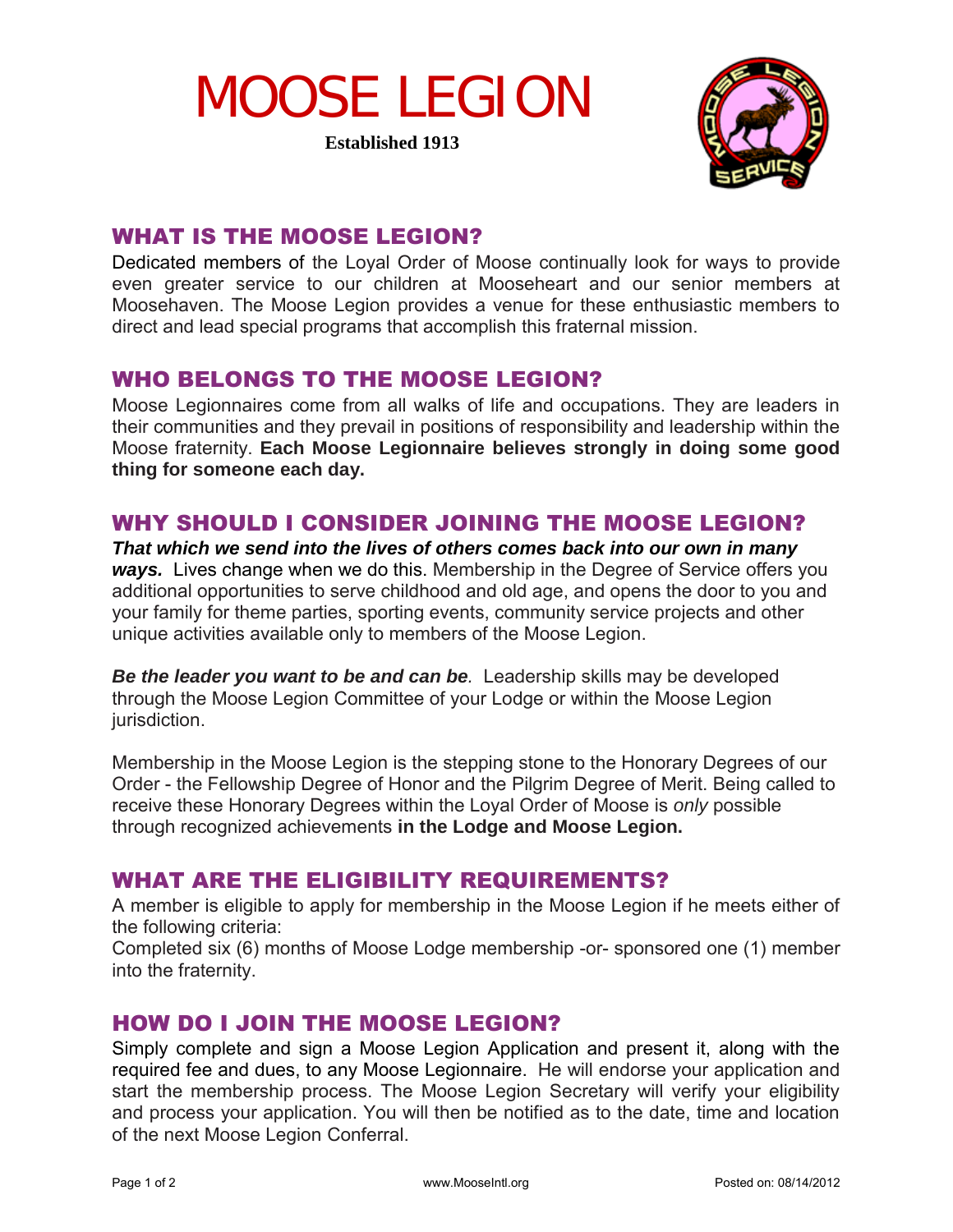# MOOSE LEGION

**Established 1913**

## WHAT IS THE MOOSE LEGION?

Dedicated members of the Loyal Order of Moose continually look for ways to provide even greater service to our children at Mooseheart and our senior members at Moosehaven. The Moose Legion provides a venue for these enthusiastic members to direct and lead special programs that accomplish this fraternal mission.

## WHO BELONGS TO THE MOOSE LEGION?

Moose Legionnaires come from all walks of life and occupations. They are leaders in their communities and they prevail in positions of responsibility and leadership within the Moose fraternity. **Each Moose Legionnaire believes strongly in doing some good thing for someone each day.**

## WHY SHOULD I CONSIDER JOINING THE MOOSE LEGION?

***That which we send into the lives of others comes back into our own in many ways.*** Lives change when we do this. Membership in the Degree of Service offers you additional opportunities to serve childhood and old age, and opens the door to you and your family for theme parties, sporting events, community service projects and other unique activities available only to members of the Moose Legion.

***Be the leader you want to be and can be.*** Leadership skills may be developed through the Moose Legion Committee of your Lodge or within the Moose Legion jurisdiction.

Membership in the Moose Legion is the stepping stone to the Honorary Degrees of our Order - the Fellowship Degree of Honor and the Pilgrim Degree of Merit. Being called to receive these Honorary Degrees within the Loyal Order of Moose is *only* possible through recognized achievements **in the Lodge and Moose Legion.**

## WHAT ARE THE ELIGIBILITY REQUIREMENTS?

A member is eligible to apply for membership in the Moose Legion if he meets either of the following criteria:

Completed six (6) months of Moose Lodge membership -or- sponsored one (1) member into the fraternity.

## HOW DO I JOIN THE MOOSE LEGION?

Simply complete and sign a Moose Legion Application and present it, along with the required fee and dues, to any Moose Legionnaire. He will endorse your application and start the membership process. The Moose Legion Secretary will verify your eligibility and process your application. You will then be notified as to the date, time and location of the next Moose Legion Conferral.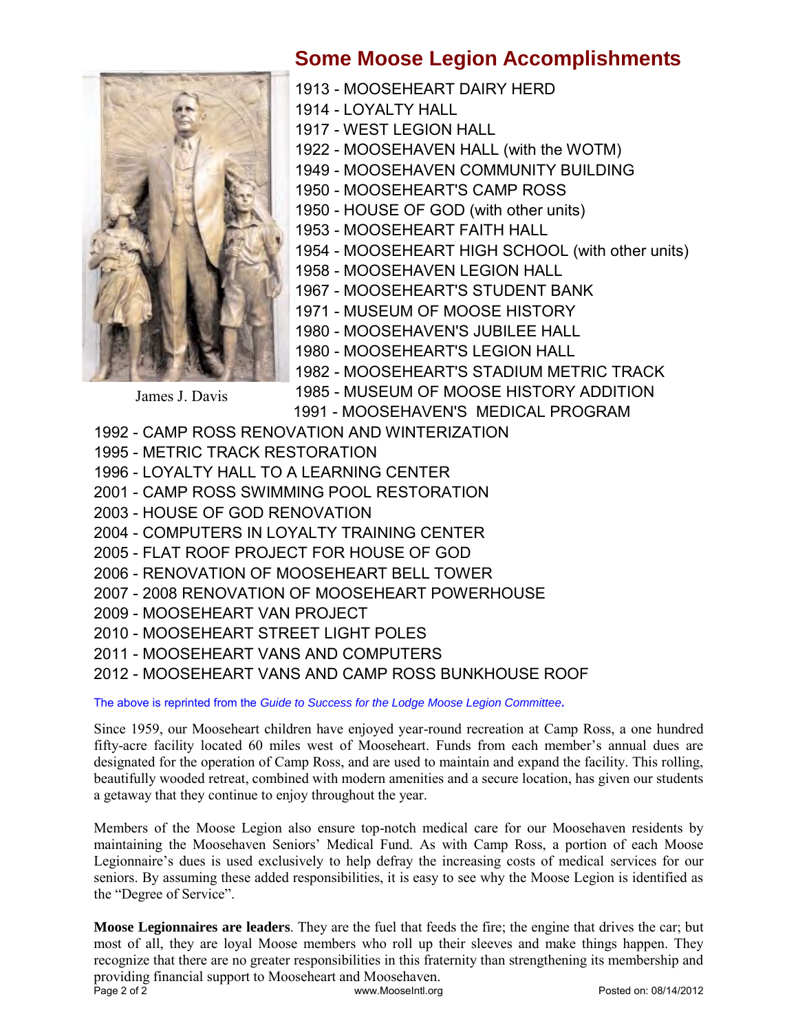## Some Moose Legion Accomplishments

James J. Davis

1913 - MOOSEHEART DAIRY HERD
1914 - LOYALTY HALL
1917 - WEST LEGION HALL
1922 - MOOSEHAVEN HALL (with the WOTM)
1949 - MOOSEHAVEN COMMUNITY BUILDING
1950 - MOOSEHEART'S CAMP ROSS
1950 - HOUSE OF GOD (with other units)
1953 - MOOSEHEART FAITH HALL
1954 - MOOSEHEART HIGH SCHOOL (with other units)
1958 - MOOSEHAVEN LEGION HALL
1967 - MOOSEHEART'S STUDENT BANK
1971 - MUSEUM OF MOOSE HISTORY
1980 - MOOSEHAVEN'S JUBILEE HALL
1980 - MOOSEHEART'S LEGION HALL
1982 - MOOSEHEART'S STADIUM METRIC TRACK
1985 - MUSEUM OF MOOSE HISTORY ADDITION
1991 - MOOSEHAVEN'S MEDICAL PROGRAM
1992 - CAMP ROSS RENOVATION AND WINTERIZATION
1995 - METRIC TRACK RESTORATION
1996 - LOYALTY HALL TO A LEARNING CENTER
2001 - CAMP ROSS SWIMMING POOL RESTORATION
2003 - HOUSE OF GOD RENOVATION
2004 - COMPUTERS IN LOYALTY TRAINING CENTER
2005 - FLAT ROOF PROJECT FOR HOUSE OF GOD
2006 - RENOVATION OF MOOSEHEART BELL TOWER
2007 - 2008 RENOVATION OF MOOSEHEART POWERHOUSE
2009 - MOOSEHEART VAN PROJECT
2010 - MOOSEHEART STREET LIGHT POLES
2011 - MOOSEHEART VANS AND COMPUTERS
2012 - MOOSEHEART VANS AND CAMP ROSS BUNKHOUSE ROOF

The above is reprinted from the *Guide to Success for the Lodge Moose Legion Committee*.

Since 1959, our Mooseheart children have enjoyed year-round recreation at Camp Ross, a one hundred fifty-acre facility located 60 miles west of Mooseheart. Funds from each member's annual dues are designated for the operation of Camp Ross, and are used to maintain and expand the facility. This rolling, beautifully wooded retreat, combined with modern amenities and a secure location, has given our students a getaway that they continue to enjoy throughout the year.

Members of the Moose Legion also ensure top-notch medical care for our Moosehaven residents by maintaining the Moosehaven Seniors' Medical Fund. As with Camp Ross, a portion of each Moose Legionnaire's dues is used exclusively to help defray the increasing costs of medical services for our seniors. By assuming these added responsibilities, it is easy to see why the Moose Legion is identified as the "Degree of Service".

**Moose Legionnaires are leaders**. They are the fuel that feeds the fire; the engine that drives the car; but most of all, they are loyal Moose members who roll up their sleeves and make things happen. They recognize that there are no greater responsibilities in this fraternity than strengthening its membership and providing financial support to Mooseheart and Moosehaven.